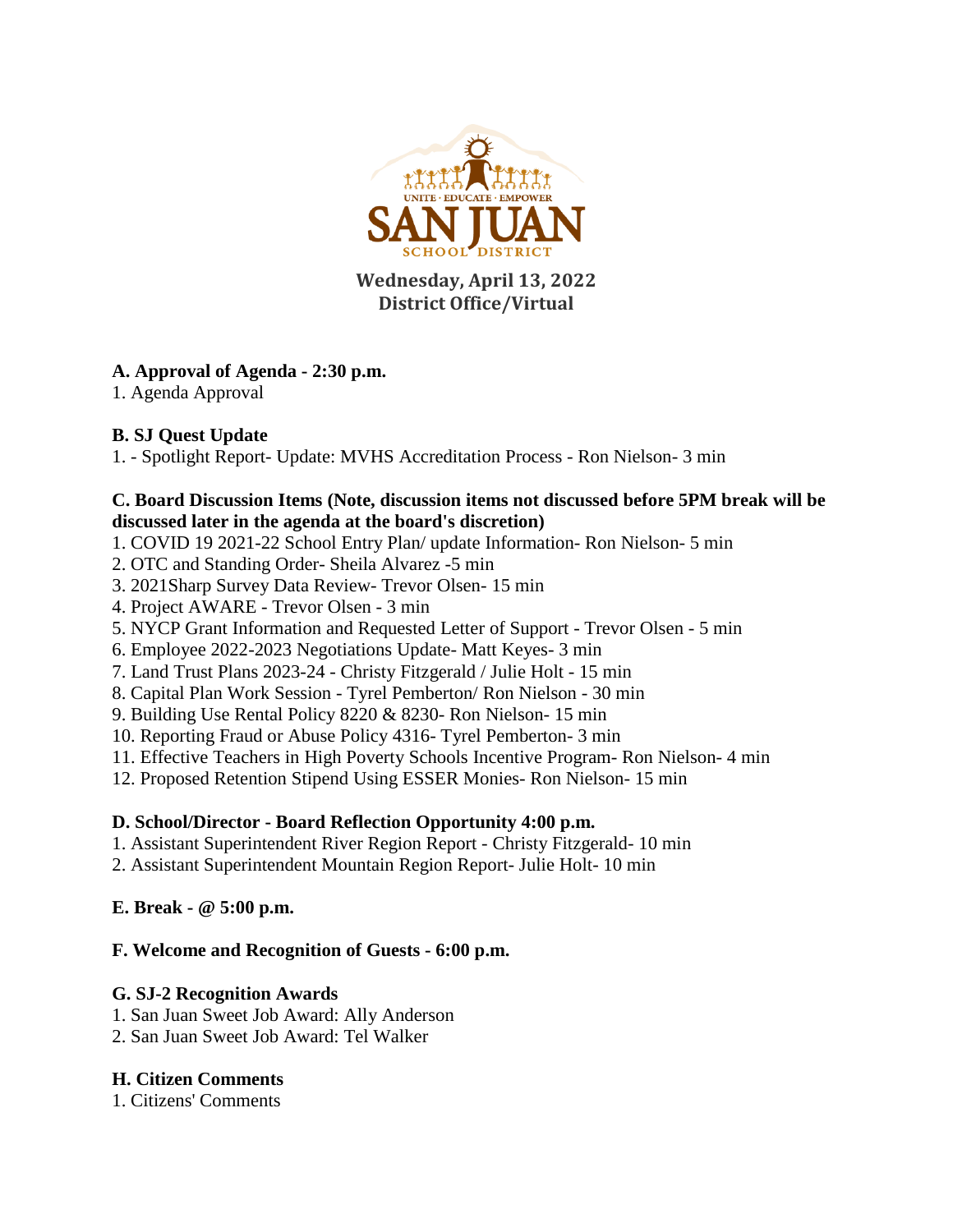UNITE · EDUCATE · EMPOWER

SAN JUAN

SCHOOL DISTRICT

**Wednesday, April 13, 2022**
**District Office/Virtual**

**A. Approval of Agenda - 2:30 p.m.**

1. Agenda Approval

**B. SJ Quest Update**

1. - Spotlight Report- Update: MVHS Accreditation Process - Ron Nielson- 3 min

**C. Board Discussion Items (Note, discussion items not discussed before 5PM break will be discussed later in the agenda at the board's discretion)**

1. COVID 19 2021-22 School Entry Plan/ update Information- Ron Nielson- 5 min
2. OTC and Standing Order- Sheila Alvarez -5 min
3. 2021Sharp Survey Data Review- Trevor Olsen- 15 min
4. Project AWARE - Trevor Olsen - 3 min
5. NYCP Grant Information and Requested Letter of Support - Trevor Olsen - 5 min
6. Employee 2022-2023 Negotiations Update- Matt Keyes- 3 min
7. Land Trust Plans 2023-24 - Christy Fitzgerald / Julie Holt - 15 min
8. Capital Plan Work Session - Tyrel Pemberton/ Ron Nielson - 30 min
9. Building Use Rental Policy 8220 & 8230- Ron Nielson- 15 min
10. Reporting Fraud or Abuse Policy 4316- Tyrel Pemberton- 3 min
11. Effective Teachers in High Poverty Schools Incentive Program- Ron Nielson- 4 min
12. Proposed Retention Stipend Using ESSER Monies- Ron Nielson- 15 min

**D. School/Director - Board Reflection Opportunity 4:00 p.m.**

1. Assistant Superintendent River Region Report - Christy Fitzgerald- 10 min
2. Assistant Superintendent Mountain Region Report- Julie Holt- 10 min

**E. Break - @ 5:00 p.m.**

**F. Welcome and Recognition of Guests - 6:00 p.m.**

**G. SJ-2 Recognition Awards**

1. San Juan Sweet Job Award: Ally Anderson
2. San Juan Sweet Job Award: Tel Walker

**H. Citizen Comments**

1. Citizens' Comments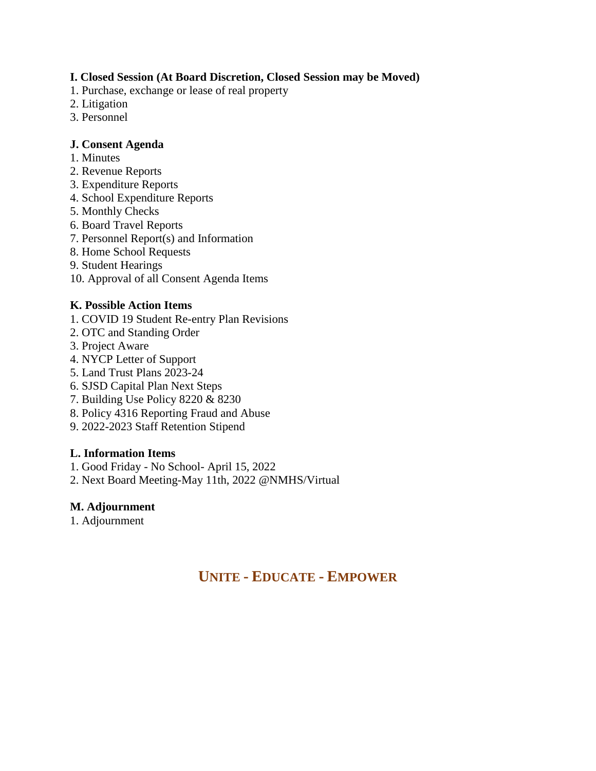**I. Closed Session (At Board Discretion, Closed Session may be Moved)**

1. Purchase, exchange or lease of real property
2. Litigation
3. Personnel

**J. Consent Agenda**

1. Minutes
2. Revenue Reports
3. Expenditure Reports
4. School Expenditure Reports
5. Monthly Checks
6. Board Travel Reports
7. Personnel Report(s) and Information
8. Home School Requests
9. Student Hearings
10. Approval of all Consent Agenda Items

**K. Possible Action Items**

1. COVID 19 Student Re-entry Plan Revisions
2. OTC and Standing Order
3. Project Aware
4. NYCP Letter of Support
5. Land Trust Plans 2023-24
6. SJSD Capital Plan Next Steps
7. Building Use Policy 8220 & 8230
8. Policy 4316 Reporting Fraud and Abuse
9. 2022-2023 Staff Retention Stipend

**L. Information Items**

1. Good Friday - No School- April 15, 2022
2. Next Board Meeting-May 11th, 2022 @NMHS/Virtual

**M. Adjournment**

1. Adjournment

**UNITE - EDUCATE - EMPOWER**